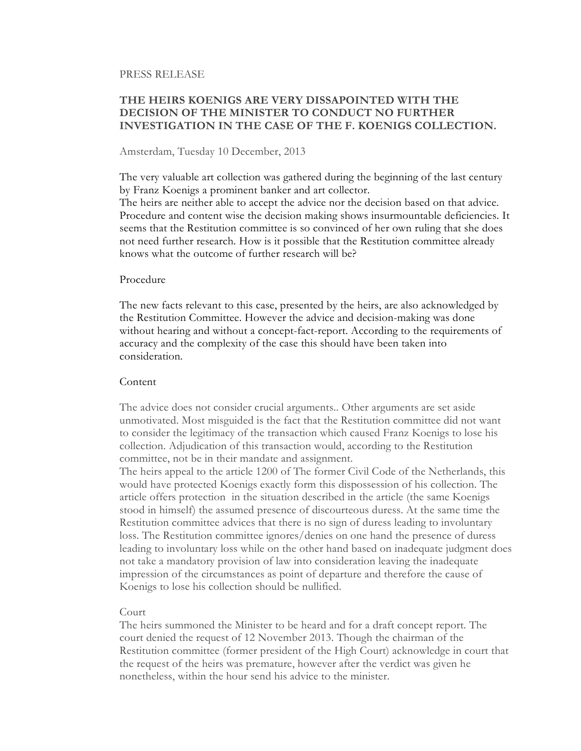PRESS RELEASE

## THE HEIRS KOENIGS ARE VERY DISSAPOINTED WITH THE DECISION OF THE MINISTER TO CONDUCT NO FURTHER INVESTIGATION IN THE CASE OF THE F. KOENIGS COLLECTION.

Amsterdam, Tuesday 10 December, 2013

The very valuable art collection was gathered during the beginning of the last century by Franz Koenigs a prominent banker and art collector.
The heirs are neither able to accept the advice nor the decision based on that advice. Procedure and content wise the decision making shows insurmountable deficiencies. It seems that the Restitution committee is so convinced of her own ruling that she does not need further research. How is it possible that the Restitution committee already knows what the outcome of further research will be?

Procedure

The new facts relevant to this case, presented by the heirs, are also acknowledged by the Restitution Committee. However the advice and decision-making was done without hearing and without a concept-fact-report. According to the requirements of accuracy and the complexity of the case this should have been taken into consideration.

Content

The advice does not consider crucial arguments.. Other arguments are set aside unmotivated. Most misguided is the fact that the Restitution committee did not want to consider the legitimacy of the transaction which caused Franz Koenigs to lose his collection. Adjudication of this transaction would, according to the Restitution committee, not be in their mandate and assignment.
The heirs appeal to the article 1200 of The former Civil Code of the Netherlands, this would have protected Koenigs exactly form this dispossession of his collection. The article offers protection in the situation described in the article (the same Koenigs stood in himself) the assumed presence of discourteous duress. At the same time the Restitution committee advices that there is no sign of duress leading to involuntary loss. The Restitution committee ignores/denies on one hand the presence of duress leading to involuntary loss while on the other hand based on inadequate judgment does not take a mandatory provision of law into consideration leaving the inadequate impression of the circumstances as point of departure and therefore the cause of Koenigs to lose his collection should be nullified.

Court
The heirs summoned the Minister to be heard and for a draft concept report. The court denied the request of 12 November 2013. Though the chairman of the Restitution committee (former president of the High Court) acknowledge in court that the request of the heirs was premature, however after the verdict was given he nonetheless, within the hour send his advice to the minister.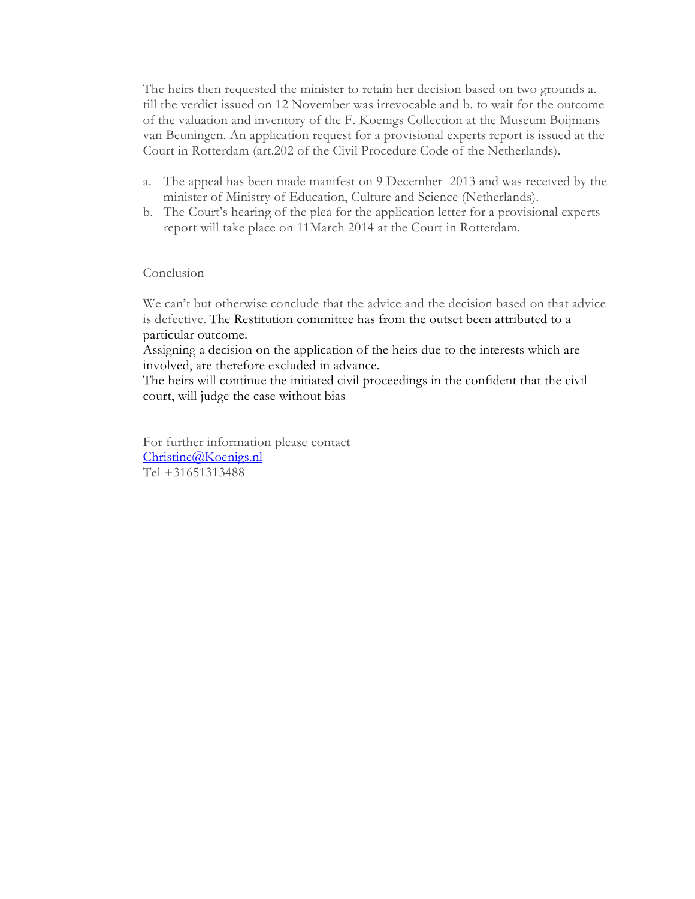The heirs then requested the minister to retain her decision based on two grounds a. till the verdict issued on 12 November was irrevocable and b. to wait for the outcome of the valuation and inventory of the F. Koenigs Collection at the Museum Boijmans van Beuningen. An application request for a provisional experts report is issued at the Court in Rotterdam (art.202 of the Civil Procedure Code of the Netherlands).

a. The appeal has been made manifest on 9 December 2013 and was received by the minister of Ministry of Education, Culture and Science (Netherlands).
b. The Court's hearing of the plea for the application letter for a provisional experts report will take place on 11March 2014 at the Court in Rotterdam.

## Conclusion

We can't but otherwise conclude that the advice and the decision based on that advice is defective. The Restitution committee has from the outset been attributed to a particular outcome.
Assigning a decision on the application of the heirs due to the interests which are involved, are therefore excluded in advance.
The heirs will continue the initiated civil proceedings in the confident that the civil court, will judge the case without bias

For further information please contact
Christine@Koenigs.nl
Tel +31651313488